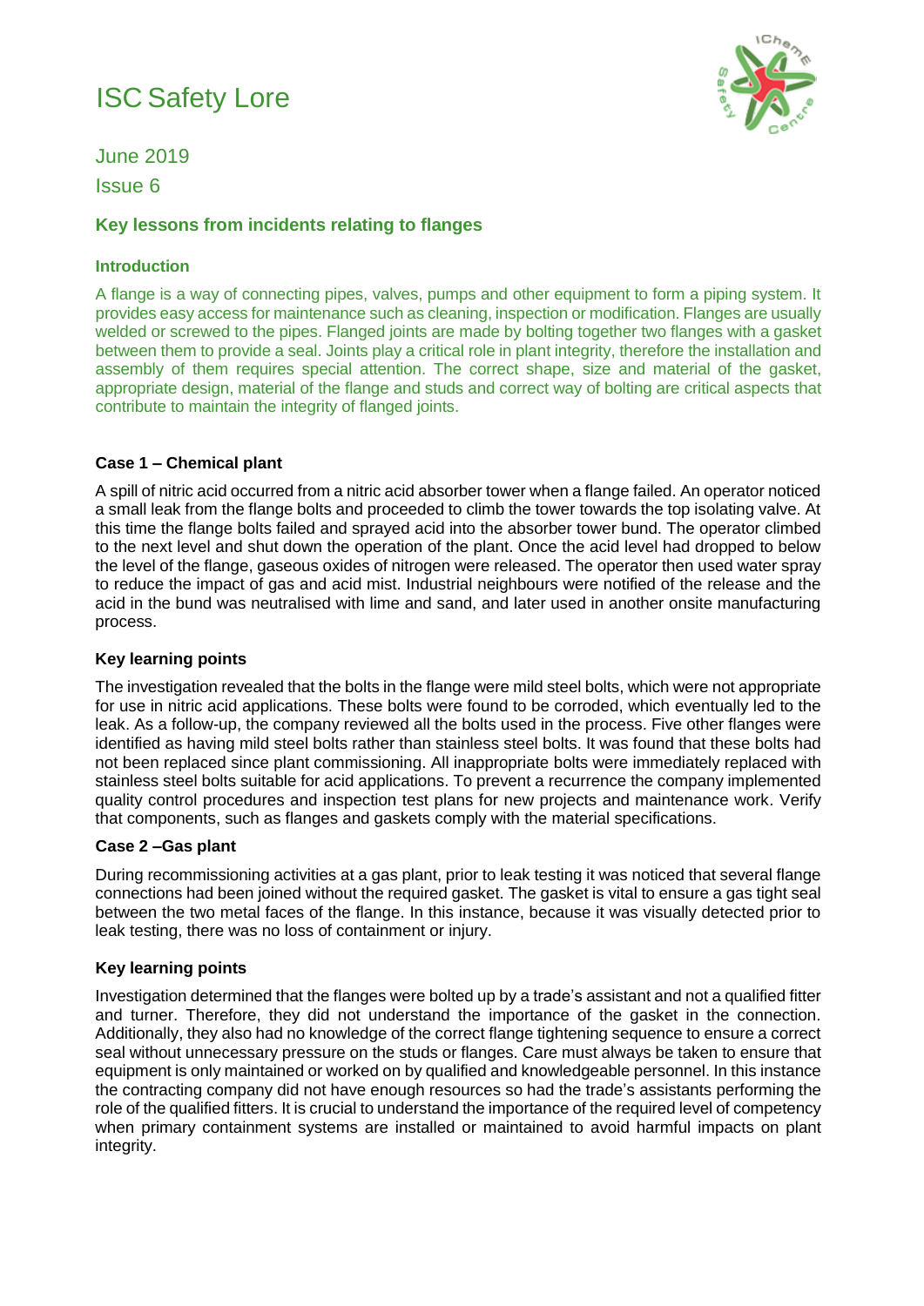# ISC Safety Lore

June 2019

Issue 6

## Key lessons from incidents relating to flanges

### Introduction

A flange is a way of connecting pipes, valves, pumps and other equipment to form a piping system. It provides easy access for maintenance such as cleaning, inspection or modification. Flanges are usually welded or screwed to the pipes. Flanged joints are made by bolting together two flanges with a gasket between them to provide a seal. Joints play a critical role in plant integrity, therefore the installation and assembly of them requires special attention. The correct shape, size and material of the gasket, appropriate design, material of the flange and studs and correct way of bolting are critical aspects that contribute to maintain the integrity of flanged joints.

### Case 1 – Chemical plant

A spill of nitric acid occurred from a nitric acid absorber tower when a flange failed. An operator noticed a small leak from the flange bolts and proceeded to climb the tower towards the top isolating valve. At this time the flange bolts failed and sprayed acid into the absorber tower bund. The operator climbed to the next level and shut down the operation of the plant. Once the acid level had dropped to below the level of the flange, gaseous oxides of nitrogen were released. The operator then used water spray to reduce the impact of gas and acid mist. Industrial neighbours were notified of the release and the acid in the bund was neutralised with lime and sand, and later used in another onsite manufacturing process.

### Key learning points

The investigation revealed that the bolts in the flange were mild steel bolts, which were not appropriate for use in nitric acid applications. These bolts were found to be corroded, which eventually led to the leak. As a follow-up, the company reviewed all the bolts used in the process. Five other flanges were identified as having mild steel bolts rather than stainless steel bolts. It was found that these bolts had not been replaced since plant commissioning. All inappropriate bolts were immediately replaced with stainless bolts suitable for acid applications. To prevent a recurrence the company implemented quality control procedures and inspection test plans for new projects and maintenance work. Verify that components, such as flanges and gaskets comply with the material specifications.

### Case 2 –Gas plant

During recommissioning activities at a gas plant, prior to leak testing it was noticed that several flange connections had been joined without the required gasket. The gasket is vital to ensure a gas tight seal between the two metal faces of the flange. In this instance, because it was visually detected prior to leak testing, there was no loss of containment or injury.

### Key learning points

Investigation determined that the flanges were bolted up by a trade's assistant and not a qualified fitter and turner. Therefore, they did not understand the importance of the gasket in the connection. Additionally, they also had no knowledge of the correct flange tightening sequence to ensure a correct seal without unnecessary pressure on the studs or flanges. Care must always be taken to ensure that equipment is only maintained or worked on by qualified and knowledgeable personnel. In this instance the contracting company did not have enough resources so had the trade's assistants performing the role of the qualified fitters. It is crucial to understand the importance of the required level of competency when primary containment systems are installed or maintained to avoid harmful impacts on plant integrity.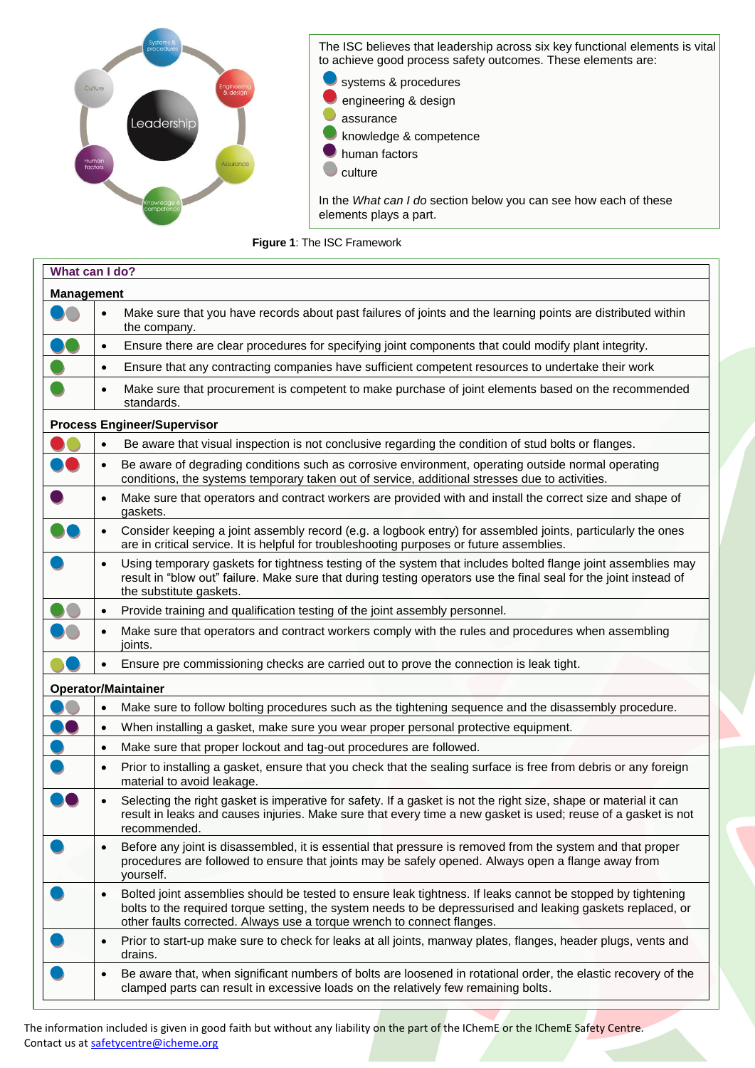Systems & procedures

Engineering & design

Assurance

Knowledge & competence

Human factors

Culture

Leadership

The ISC believes that leadership across six key functional elements is vital to achieve good process safety outcomes. These elements are:

- systems & procedures
- engineering & design
- assurance
- knowledge & competence
- human factors
- culture

In the *What can I do* section below you can see how each of these elements plays a part.

**Figure 1**: The ISC Framework

| What can I do? | |
|---|---|
| **Management** | |
| systems & procedures, culture | • Make sure that you have records about past failures of joints and the learning points are distributed within the company. |
| systems & procedures, knowledge & competence | • Ensure there are clear procedures for specifying joint components that could modify plant integrity. |
| knowledge & competence | • Ensure that any contracting companies have sufficient competent resources to undertake their work |
| knowledge & competence | • Make sure that procurement is competent to make purchase of joint elements based on the recommended standards. |
| **Process Engineer/Supervisor** | |
| engineering & design, assurance | • Be aware that visual inspection is not conclusive regarding the condition of stud bolts or flanges. |
| systems & procedures, engineering & design | • Be aware of degrading conditions such as corrosive environment, operating outside normal operating conditions, the systems temporary taken out of service, additional stresses due to activities. |
| human factors | • Make sure that operators and contract workers are provided with and install the correct size and shape of gaskets. |
| knowledge & competence, systems & procedures | • Consider keeping a joint assembly record (e.g. a logbook entry) for assembled joints, particularly the ones are in critical service. It is helpful for troubleshooting purposes or future assemblies. |
| systems & procedures | • Using temporary gaskets for tightness testing of the system that includes bolted flange joint assemblies may result in "blow out" failure. Make sure that during testing operators use the final seal for the joint instead of the substitute gaskets. |
| knowledge & competence, culture | • Provide training and qualification testing of the joint assembly personnel. |
| systems & procedures, culture | • Make sure that operators and contract workers comply with the rules and procedures when assembling joints. |
| assurance, systems & procedures | • Ensure pre commissioning checks are carried out to prove the connection is leak tight. |
| **Operator/Maintainer** | |
| systems & procedures, culture | • Make sure to follow bolting procedures such as the tightening sequence and the disassembly procedure. |
| systems & procedures, human factors | • When installing a gasket, make sure you wear proper personal protective equipment. |
| systems & procedures | • Make sure that proper lockout and tag-out procedures are followed. |
| systems & procedures | • Prior to installing a gasket, ensure that you check that the sealing surface is free from debris or any foreign material to avoid leakage. |
| systems & procedures, human factors | • Selecting the right gasket is imperative for safety. If a gasket is not the right size, shape or material it can result in leaks and causes injuries. Make sure that every time a new gasket is used; reuse of a gasket is not recommended. |
| systems & procedures | • Before any joint is disassembled, it is essential that pressure is removed from the system and that proper procedures are followed to ensure that joints may be safely opened. Always open a flange away from yourself. |
| systems & procedures | • Bolted joint assemblies should be tested to ensure leak tightness. If leaks cannot be stopped by tightening bolts to the required torque setting, the system needs to be depressurised and leaking gaskets replaced, or other faults corrected. Always use a torque wrench to connect flanges. |
| systems & procedures | • Prior to start-up make sure to check for leaks at all joints, manway plates, flanges, header plugs, vents and drains. |
| systems & procedures | • Be aware that, when significant numbers of bolts are loosened in rotational order, the elastic recovery of the clamped parts can result in excessive loads on the relatively few remaining bolts. |

The information included is given in good faith but without any liability on the part of the IChemE or the IChemE Safety Centre.
Contact us at safetycentre@icheme.org